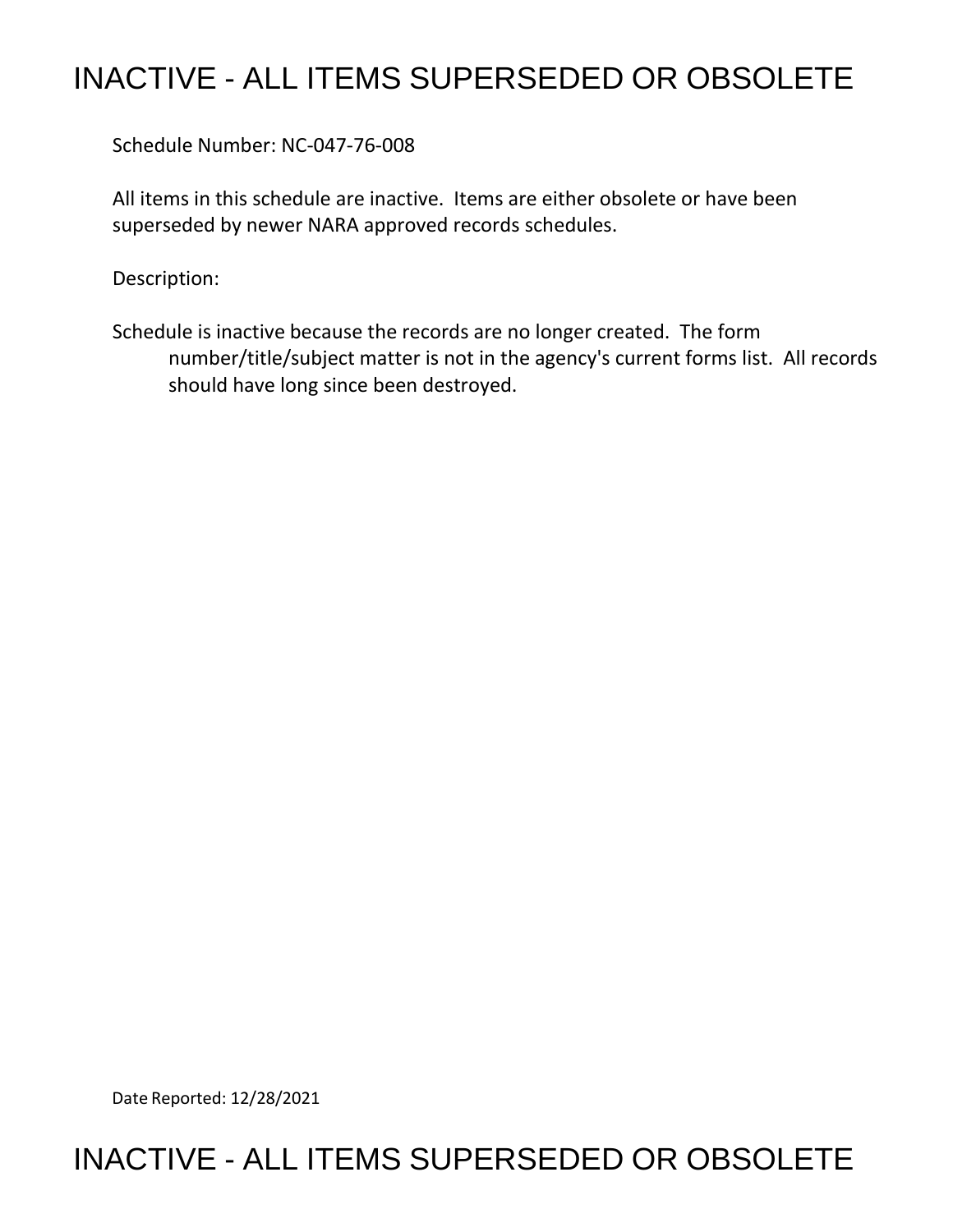# INACTIVE - ALL ITEMS SUPERSEDED OR OBSOLETE

Schedule Number: NC-047-76-008

All items in this schedule are inactive. Items are either obsolete or have been superseded by newer NARA approved records schedules.

Description:

Schedule is inactive because the records are no longer created. The form number/title/subject matter is not in the agency's current forms list. All records should have long since been destroyed.

Date Reported: 12/28/2021

# INACTIVE - ALL ITEMS SUPERSEDED OR OBSOLETE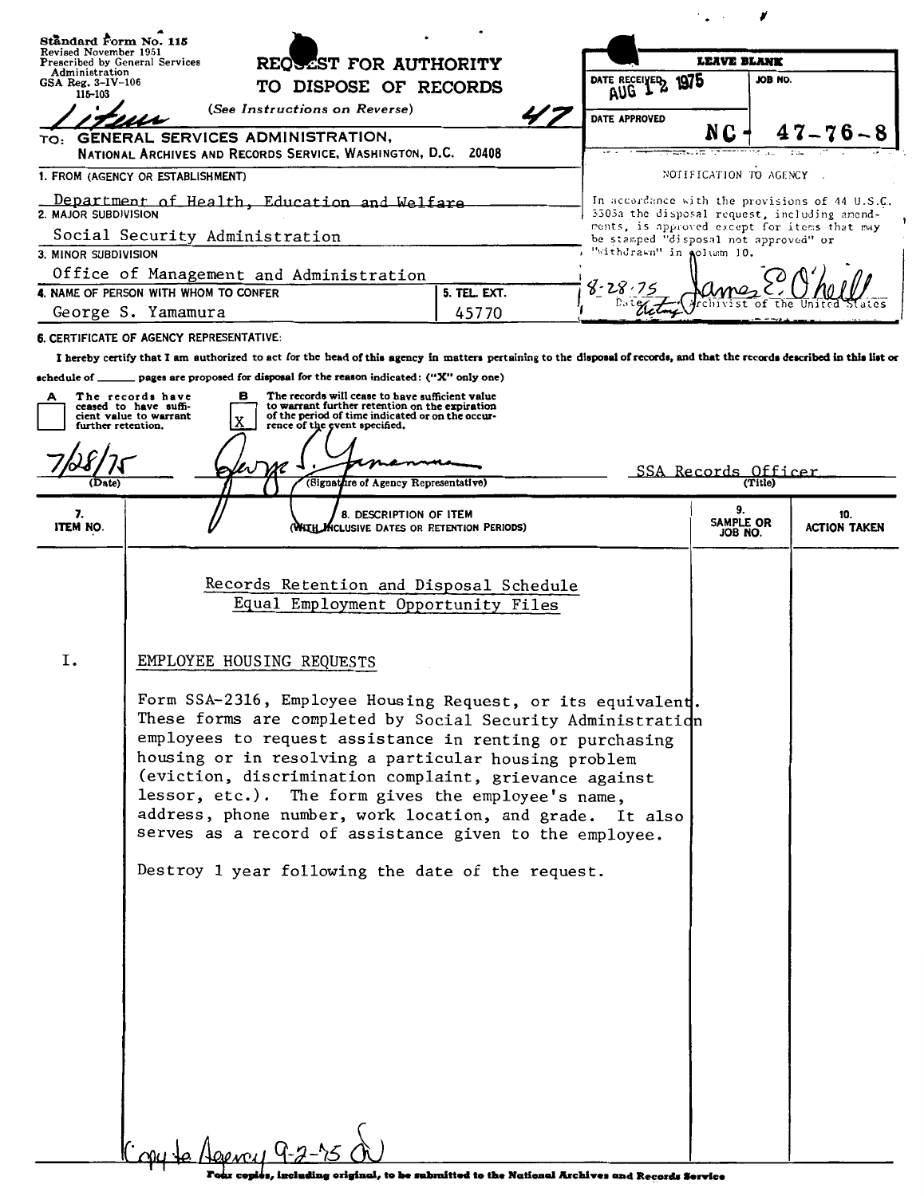Standard Form No. 115
Revised November 1951
Prescribed by General Services Administration
GSA Reg. 3-IV-106
115-103

# REQUEST FOR AUTHORITY TO DISPOSE OF RECORDS

(See Instructions on Reverse)

47

| LEAVE BLANK | |
|---|---|
| DATE RECEIVED AUG 12 1975 | JOB NO. |
| DATE APPROVED | NC-47-76-8 |

TO: GENERAL SERVICES ADMINISTRATION, NATIONAL ARCHIVES AND RECORDS SERVICE, WASHINGTON, D.C. 20408

NOTIFICATION TO AGENCY

In accordance with the provisions of 44 U.S.C. 3303a the disposal request, including amendments, is approved except for items that may be stamped "disposal not approved" or "withdrawn" in column 10.

8-28-75 — James E. O'Neill
Date — Acting Archivist of the United States

1. FROM (AGENCY OR ESTABLISHMENT)
Department of Health, Education and Welfare

2. MAJOR SUBDIVISION
Social Security Administration

3. MINOR SUBDIVISION
Office of Management and Administration

4. NAME OF PERSON WITH WHOM TO CONFER
George S. Yamamura

5. TEL. EXT.
45770

6. CERTIFICATE OF AGENCY REPRESENTATIVE:

I hereby certify that I am authorized to act for the head of this agency in matters pertaining to the disposal of records, and that the records described in this list or schedule of ______ pages are proposed for disposal for the reason indicated: ("X" only one)

A [ ] The records have ceased to have sufficient value to warrant further retention.

B [X] The records will cease to have sufficient value to warrant further retention on the expiration of the period of time indicated or on the occurrence of the event specified.

7/28/75 (Date) — George S. Yamamura (Signature of Agency Representative) — SSA Records Officer (Title)

| 7. ITEM NO. | 8. DESCRIPTION OF ITEM (WITH INCLUSIVE DATES OR RETENTION PERIODS) | 9. SAMPLE OR JOB NO. | 10. ACTION TAKEN |
|---|---|---|---|
| | Records Retention and Disposal Schedule<br>Equal Employment Opportunity Files | | |
| I. | EMPLOYEE HOUSING REQUESTS<br><br>Form SSA-2316, Employee Housing Request, or its equivalent. These forms are completed by Social Security Administration employees to request assistance in renting or purchasing housing or in resolving a particular housing problem (eviction, discrimination complaint, grievance against lessor, etc.). The form gives the employee's name, address, phone number, work location, and grade. It also serves as a record of assistance given to the employee.<br><br>Destroy 1 year following the date of the request. | | |

Copy to Agency 9-2-75

Four copies, including original, to be submitted to the National Archives and Records Service